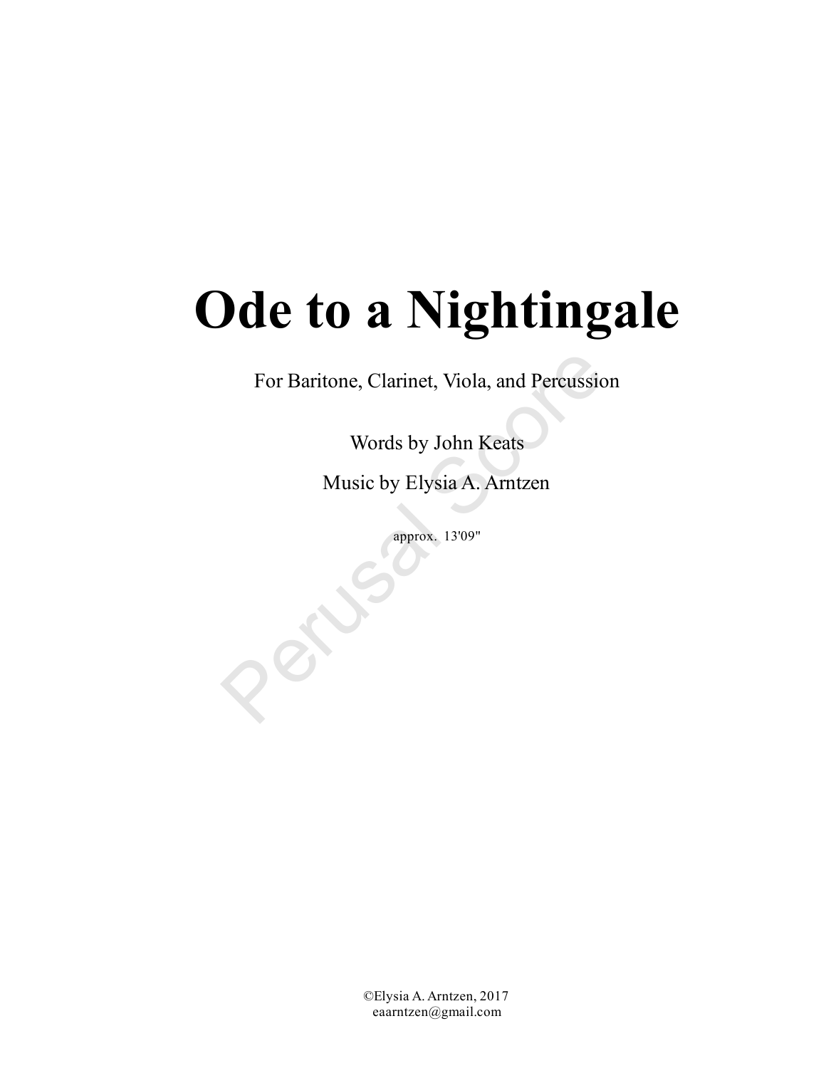# Ode to a Nightingale

For Baritone, Clarinet, Viola, and Percussion

Words by John Keats

Music by Elysia A. Arntzen

approx. 13'09"

Perusal Score

©Elysia A. Arntzen, 2017
eaarntzen@gmail.com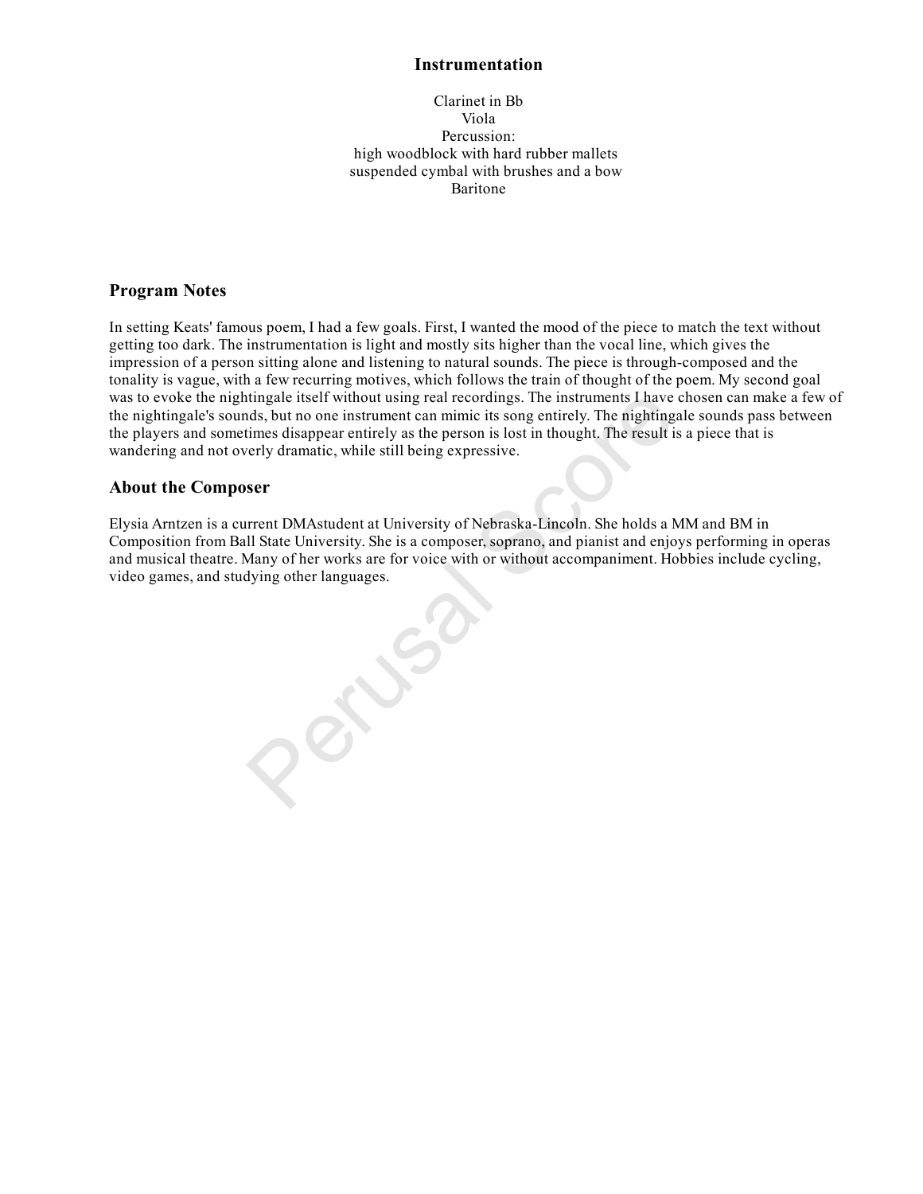## Instrumentation

Clarinet in Bb
Viola
Percussion:
high woodblock with hard rubber mallets
suspended cymbal with brushes and a bow
Baritone

## Program Notes

In setting Keats' famous poem, I had a few goals. First, I wanted the mood of the piece to match the text without getting too dark. The instrumentation is light and mostly sits higher than the vocal line, which gives the impression of a person sitting alone and listening to natural sounds. The piece is through-composed and the tonality is vague, with a few recurring motives, which follows the train of thought of the poem. My second goal was to evoke the nightingale itself without using real recordings. The instruments I have chosen can make a few of the nightingale's sounds, but no one instrument can mimic its song entirely. The nightingale sounds pass between the players and sometimes disappear entirely as the person is lost in thought. The result is a piece that is wandering and not overly dramatic, while still being expressive.

## About the Composer

Elysia Arntzen is a current DMAstudent at University of Nebraska-Lincoln. She holds a MM and BM in Composition from Ball State University. She is a composer, soprano, and pianist and enjoys performing in operas and musical theatre. Many of her works are for voice with or without accompaniment. Hobbies include cycling, video games, and studying other languages.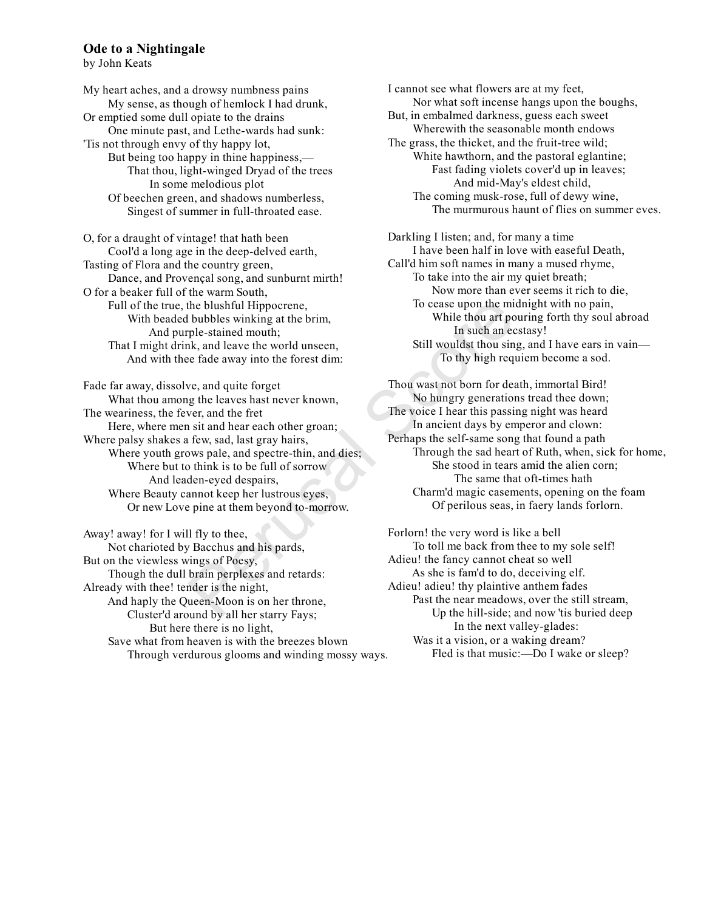## Ode to a Nightingale

by John Keats

My heart aches, and a drowsy numbness pains  
  My sense, as though of hemlock I had drunk,  
Or emptied some dull opiate to the drains  
  One minute past, and Lethe-wards had sunk:  
'Tis not through envy of thy happy lot,  
  But being too happy in thine happiness,—  
    That thou, light-wingèd Dryad of the trees  
      In some melodious plot  
  Of beechen green, and shadows numberless,  
    Singest of summer in full-throated ease.

O, for a draught of vintage! that hath been  
  Cool'd a long age in the deep-delved earth,  
Tasting of Flora and the country green,  
  Dance, and Provençal song, and sunburnt mirth!  
O for a beaker full of the warm South,  
  Full of the true, the blushful Hippocrene,  
    With beaded bubbles winking at the brim,  
      And purple-stained mouth;  
  That I might drink, and leave the world unseen,  
    And with thee fade away into the forest dim:

Fade far away, dissolve, and quite forget  
  What thou among the leaves hast never known,  
The weariness, the fever, and the fret  
  Here, where men sit and hear each other groan;  
Where palsy shakes a few, sad, last gray hairs,  
  Where youth grows pale, and spectre-thin, and dies;  
    Where but to think is to be full of sorrow  
      And leaden-eyed despairs,  
  Where Beauty cannot keep her lustrous eyes,  
    Or new Love pine at them beyond to-morrow.

Away! away! for I will fly to thee,  
  Not charioted by Bacchus and his pards,  
But on the viewless wings of Poesy,  
  Though the dull brain perplexes and retards:  
Already with thee! tender is the night,  
  And haply the Queen-Moon is on her throne,  
    Cluster'd around by all her starry Fays;  
      But here there is no light,  
  Save what from heaven is with the breezes blown  
    Through verdurous glooms and winding mossy ways.

I cannot see what flowers are at my feet,  
  Nor what soft incense hangs upon the boughs,  
But, in embalmed darkness, guess each sweet  
  Wherewith the seasonable month endows  
The grass, the thicket, and the fruit-tree wild;  
  White hawthorn, and the pastoral eglantine;  
    Fast fading violets cover'd up in leaves;  
      And mid-May's eldest child,  
  The coming musk-rose, full of dewy wine,  
    The murmurous haunt of flies on summer eves.

Darkling I listen; and, for many a time  
  I have been half in love with easeful Death,  
Call'd him soft names in many a mused rhyme,  
  To take into the air my quiet breath;  
    Now more than ever seems it rich to die,  
  To cease upon the midnight with no pain,  
    While thou art pouring forth thy soul abroad  
      In such an ecstasy!  
  Still wouldst thou sing, and I have ears in vain—  
    To thy high requiem become a sod.

Thou wast not born for death, immortal Bird!  
  No hungry generations tread thee down;  
The voice I hear this passing night was heard  
  In ancient days by emperor and clown:  
Perhaps the self-same song that found a path  
  Through the sad heart of Ruth, when, sick for home,  
    She stood in tears amid the alien corn;  
      The same that oft-times hath  
  Charm'd magic casements, opening on the foam  
    Of perilous seas, in faery lands forlorn.

Forlorn! the very word is like a bell  
  To toll me back from thee to my sole self!  
Adieu! the fancy cannot cheat so well  
  As she is fam'd to do, deceiving elf.  
Adieu! adieu! thy plaintive anthem fades  
  Past the near meadows, over the still stream,  
    Up the hill-side; and now 'tis buried deep  
      In the next valley-glades:  
  Was it a vision, or a waking dream?  
    Fled is that music:—Do I wake or sleep?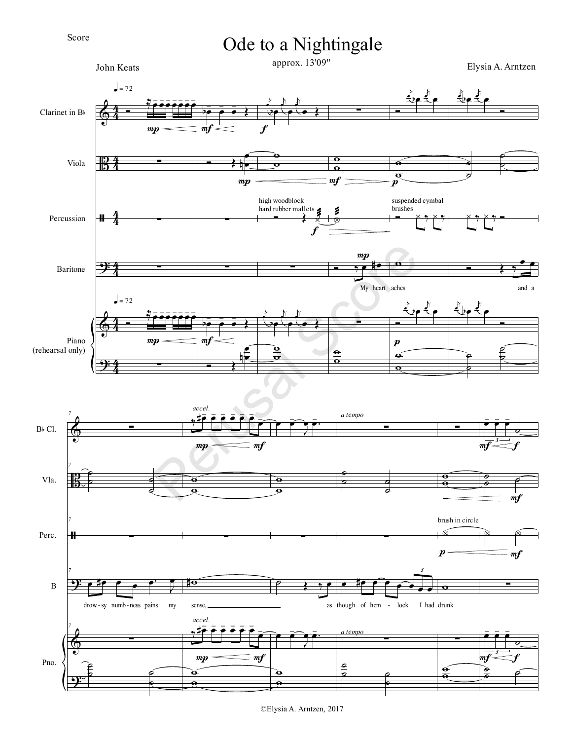Score

# Ode to a Nightingale

approx. 13'09"

John Keats

Elysia A. Arntzen

♩ = 72

Clarinet in B♭

Viola

Percussion

Baritone

Piano (rehearsal only)

high woodblock
hard rubber mallets

suspended cymbal
brushes

My heart aches and a

drow - sy numb - ness pains my sense, as though of hem - lock I had drunk

*accel.*

*a tempo*

brush in circle

©Elysia A. Arntzen, 2017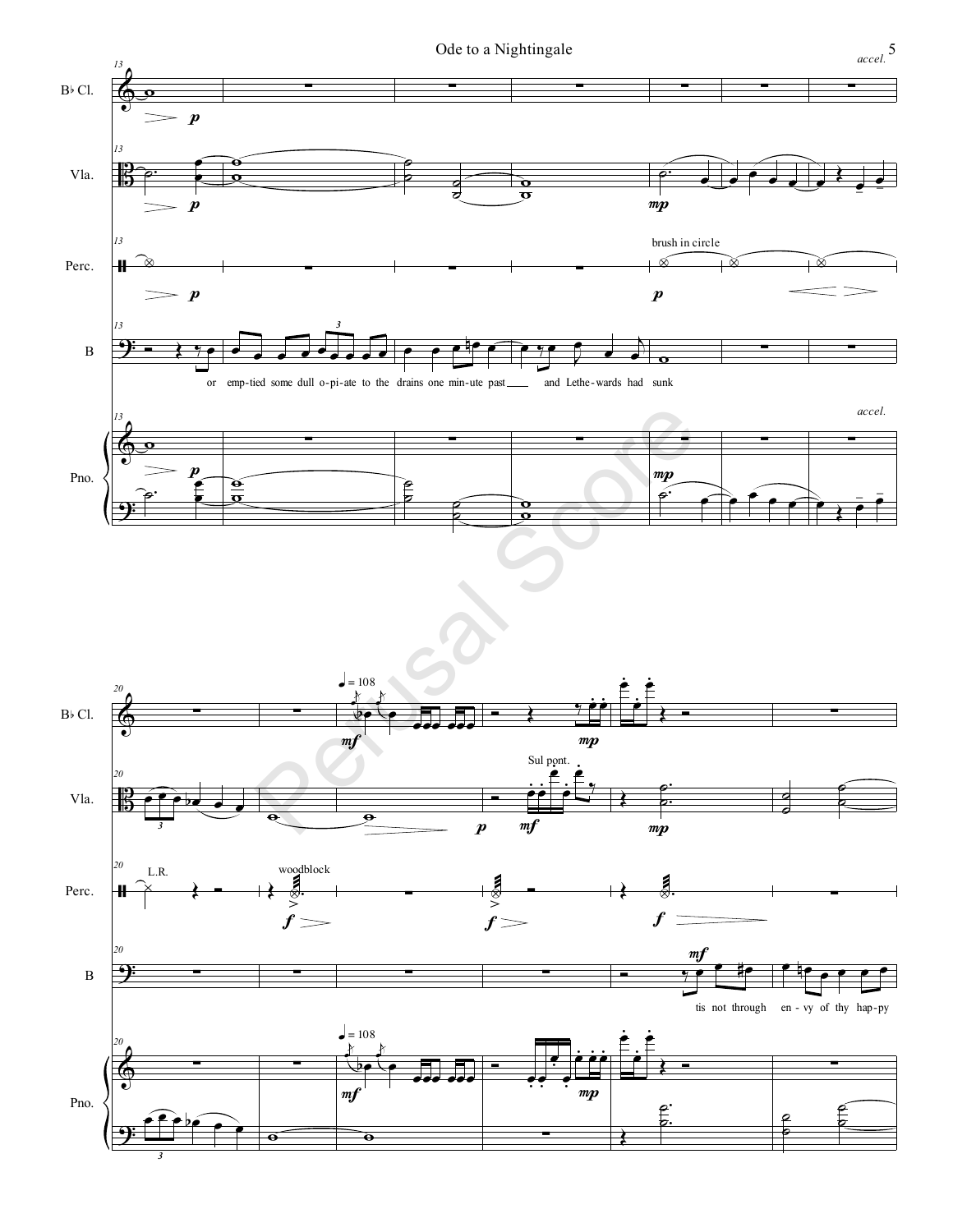accel.

B♭ Cl.

Vla.

Perc.

brush in circle

B

or emp-tied some dull o-pi-ate to the drains one min-ute past and Lethe-wards had sunk

Pno.

accel.

Perusal Score

♩ = 108

B♭ Cl.

Vla.

Sul pont.

Perc.

L.R.

woodblock

B

tis not through en - vy of thy hap-py

Pno.

♩ = 108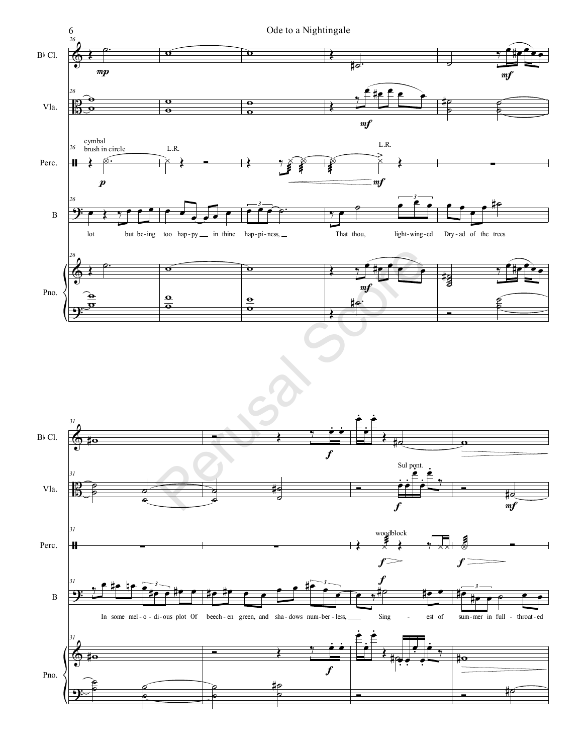Ode to a Nightingale

lot but be-ing too hap-py in thine hap-pi-ness, That thou, light-wing-ed Dry-ad of the trees

In some mel-o-di-ous plot Of beech-en green, and sha-dows num-ber-less, Sing - est of sum-mer in full - throat-ed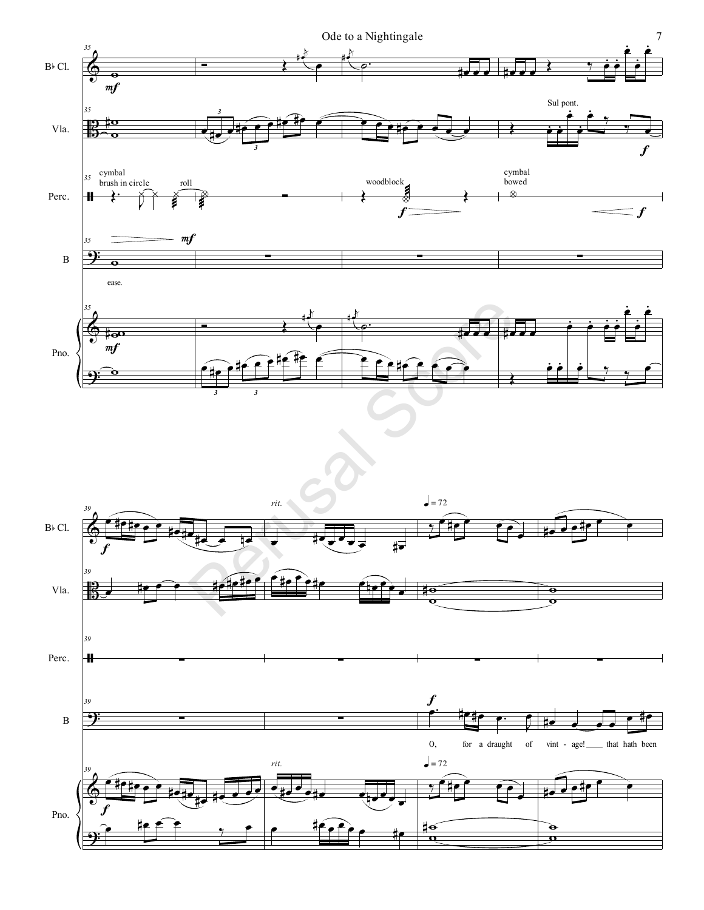B♭ Cl.

Vla.

Perc.

B

Pno.

35

*mf*

cymbal
brush in circle

roll

woodblock

*f*

cymbal
bowed

*f*

Sul pont.

*f*

*mf*

ease.

*mf*

39

*f*

*rit.*

♩ = 72

*f*

O, for a draught of vint - age! ___ that hath been

*f*

*rit.*

♩ = 72

Perusal Score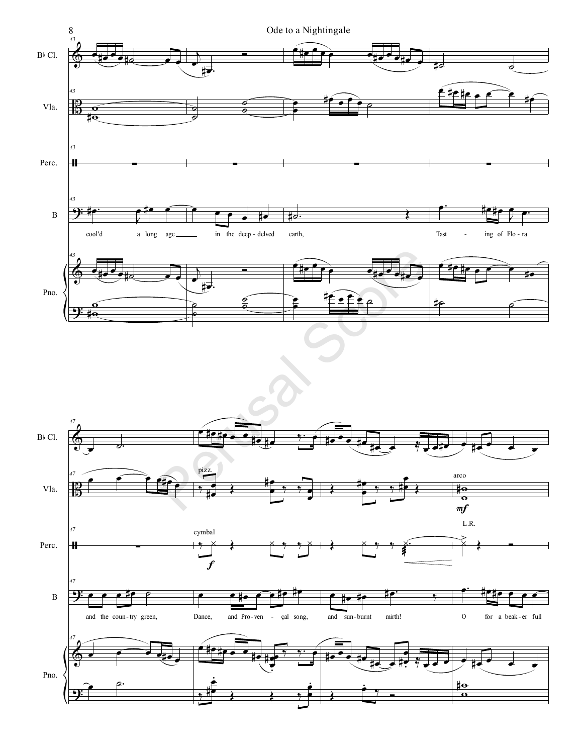B♭ Cl.

Vla.

Perc.

B

cool'd a long age ___ in the deep - delved earth, Tast - ing of Flo - ra

Pno.

pizz.

arco

*mf*

cymbal

*f*

L.R.

and the coun - try green, Dance, and Pro - ven - çal song, and sun - burnt mirth! O for a beak - er full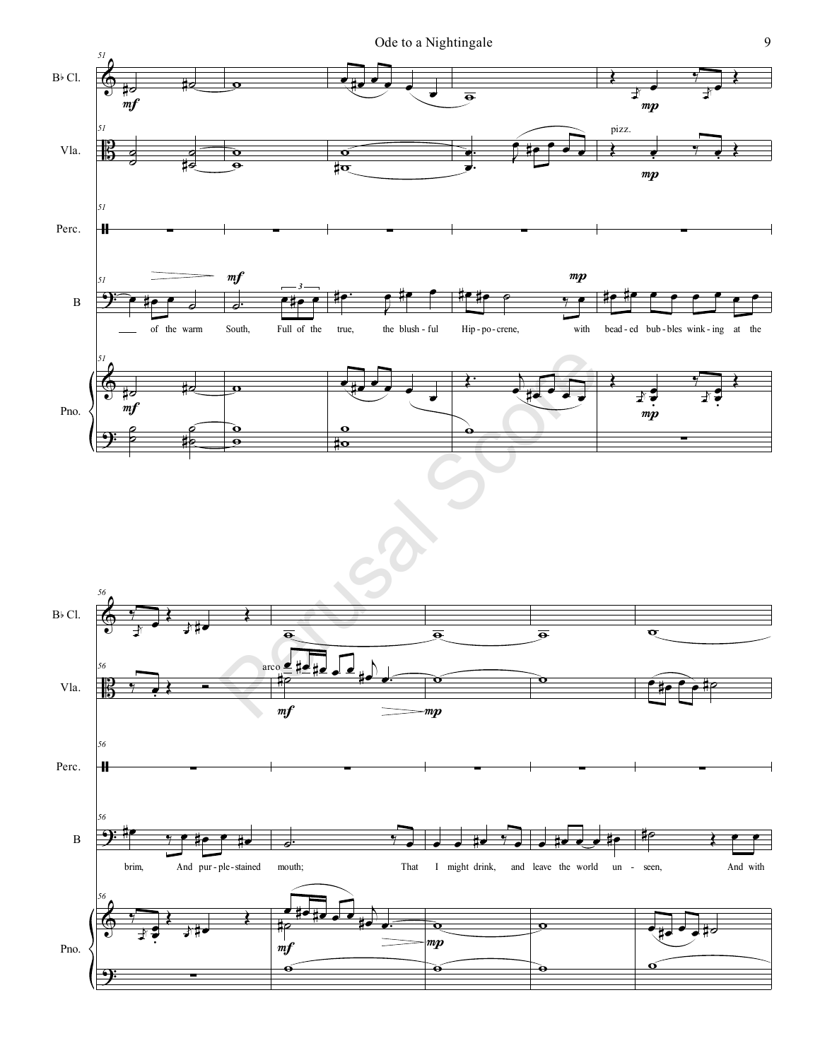B♭ Cl.

Vla.

Perc.

B

Pno.

*mf* *mp* pizz. arco

— of the warm South, Full of the true, the blush-ful Hip-po-crene, with bead-ed bub-bles wink-ing at the

brim, And pur-ple-stained mouth; That I might drink, and leave the world un-seen, And with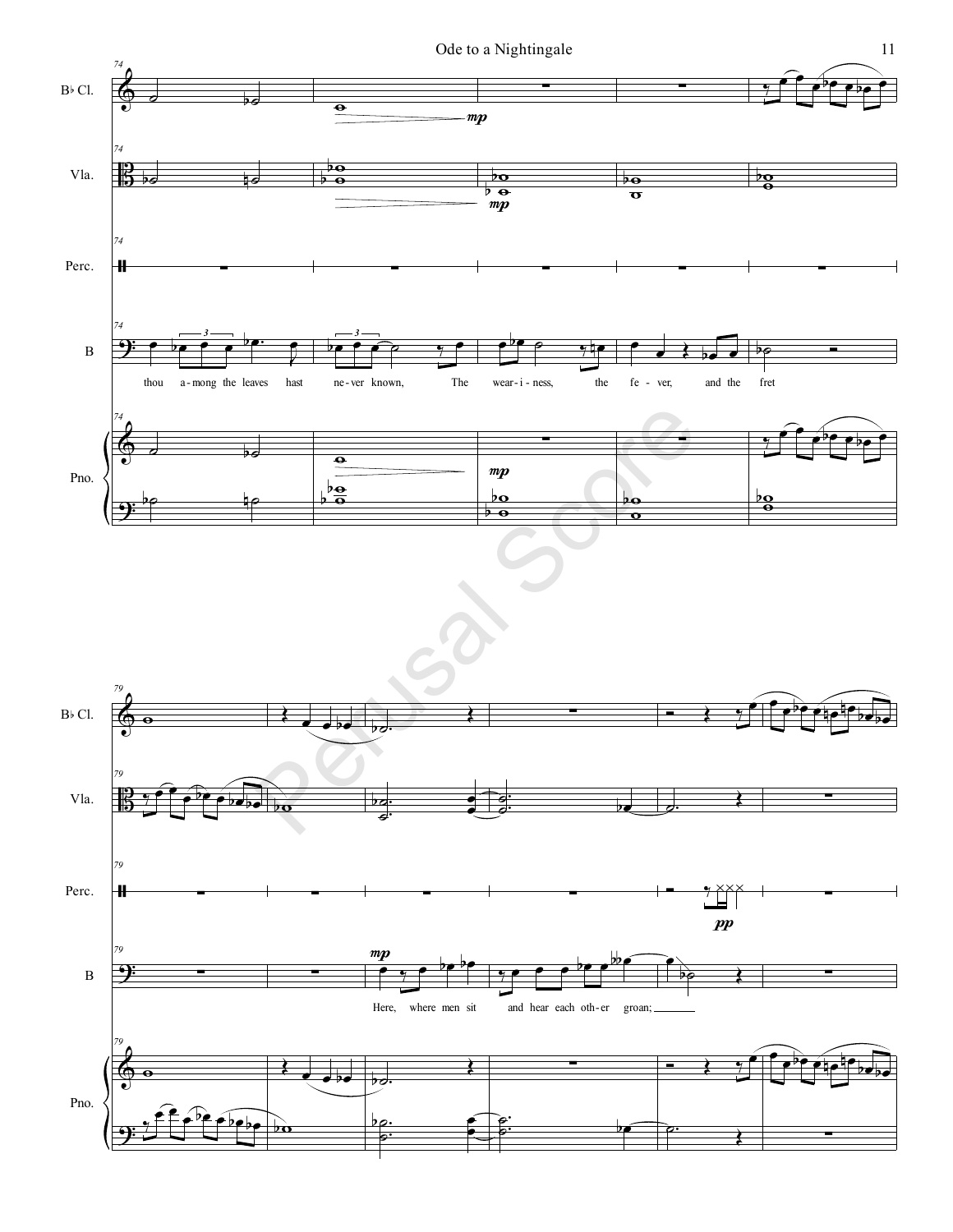B♭ Cl.

Vla.

Perc.

B

thou a-mong the leaves hast ne-ver known, The wear-i-ness, the fe-ver, and the fret

Pno.

*mp*

B♭ Cl.

Vla.

Perc.

*pp*

B

*mp*

Here, where men sit and hear each oth-er groan;

Pno.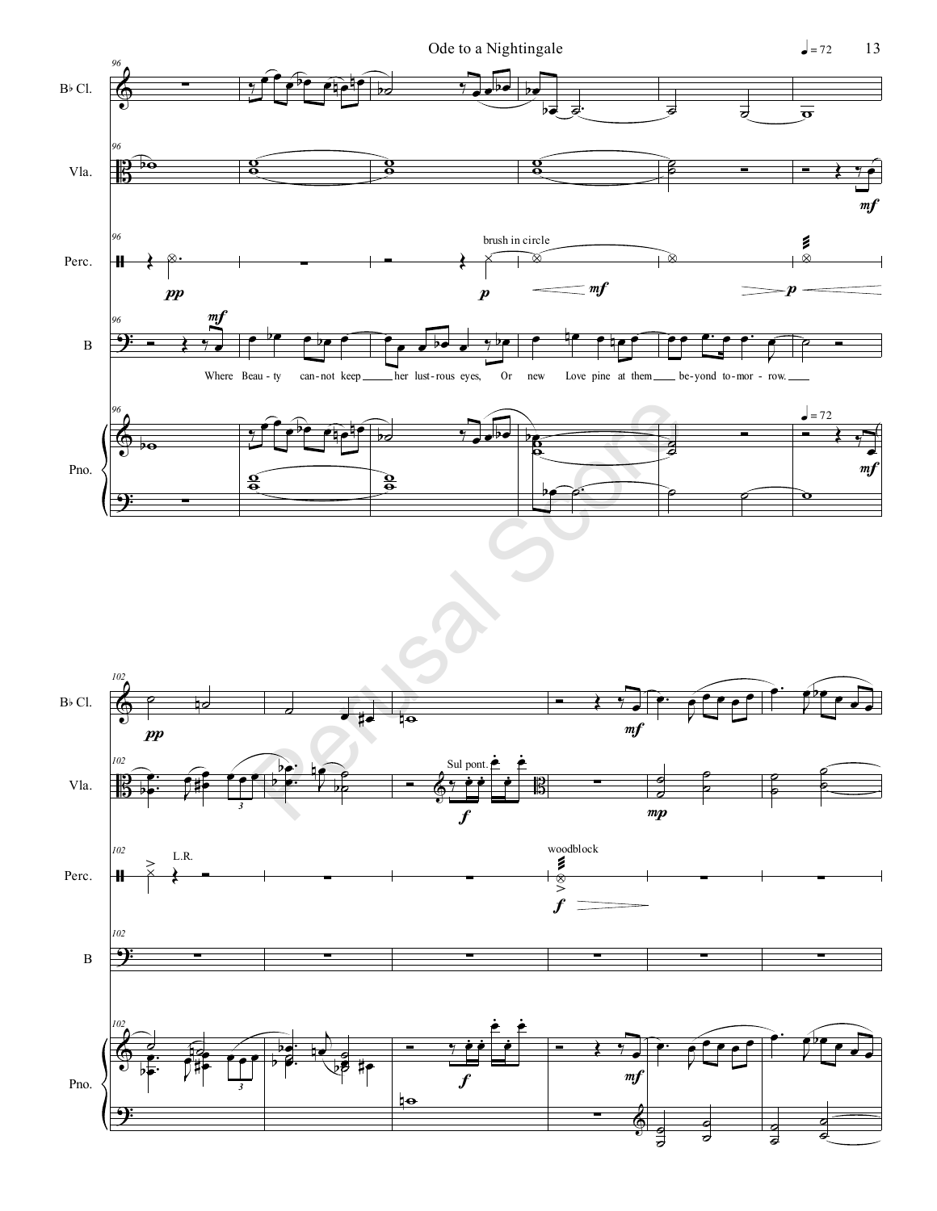Where Beau - ty can - not keep her lust - rous eyes, Or new Love pine at them be - yond to - mor - row.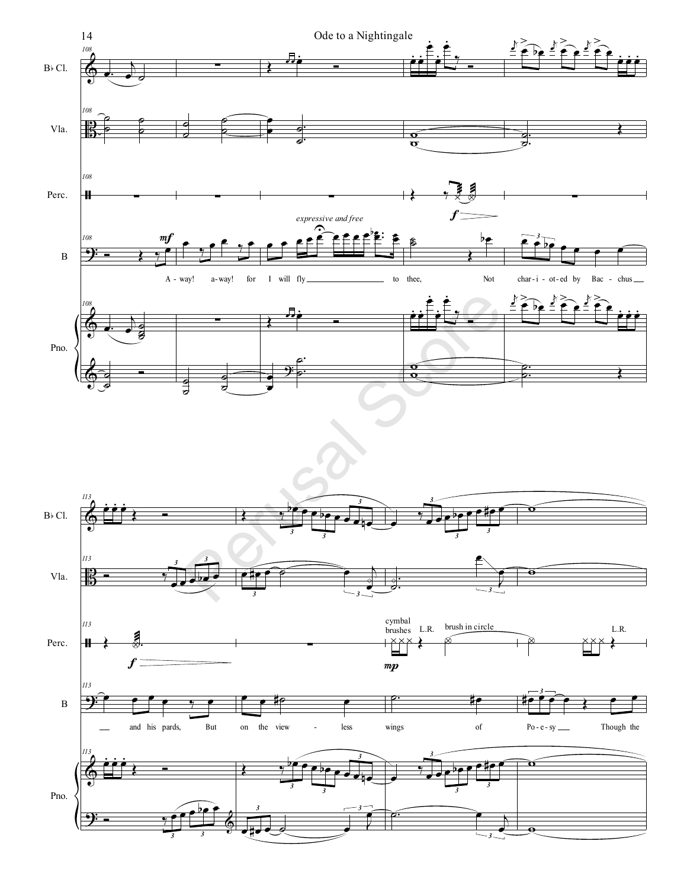Bb Cl.

Vla.

Perc.

B

Pno.

*expressive and free*

A - way! a - way! for I will fly ________ to thee, Not char - i - ot - ed by Bac - chus ___

cymbal brushes L.R. brush in circle L.R.

___ and his pards, But on the view - less wings of Po - e - sy ___ Though the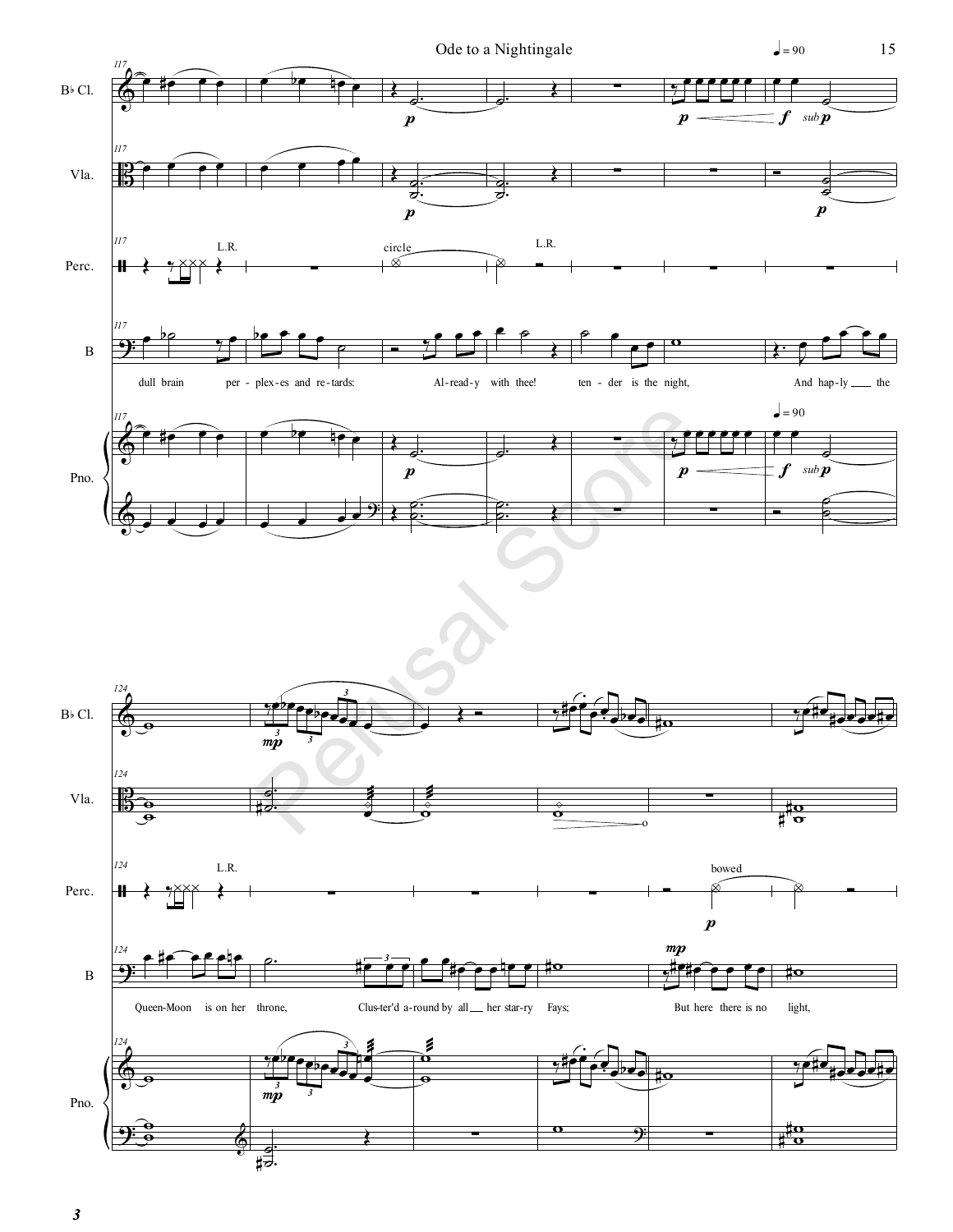♩ = 90

B♭ Cl.

Vla.

Perc.

L.R.

circle

L.R.

B

dull brain per - plex-es and re - tards: Al-read-y with thee! ten - der is the night, And hap-ly ___ the

Pno.

♩ = 90

*p* *p* *f* *sub p*

B♭ Cl.

Vla.

Perc.

L.R.

bowed

B

Queen-Moon is on her throne, Clus-ter'd a-round by all ___ her star-ry Fays; But here there is no light,

Pno.

*mp* *p*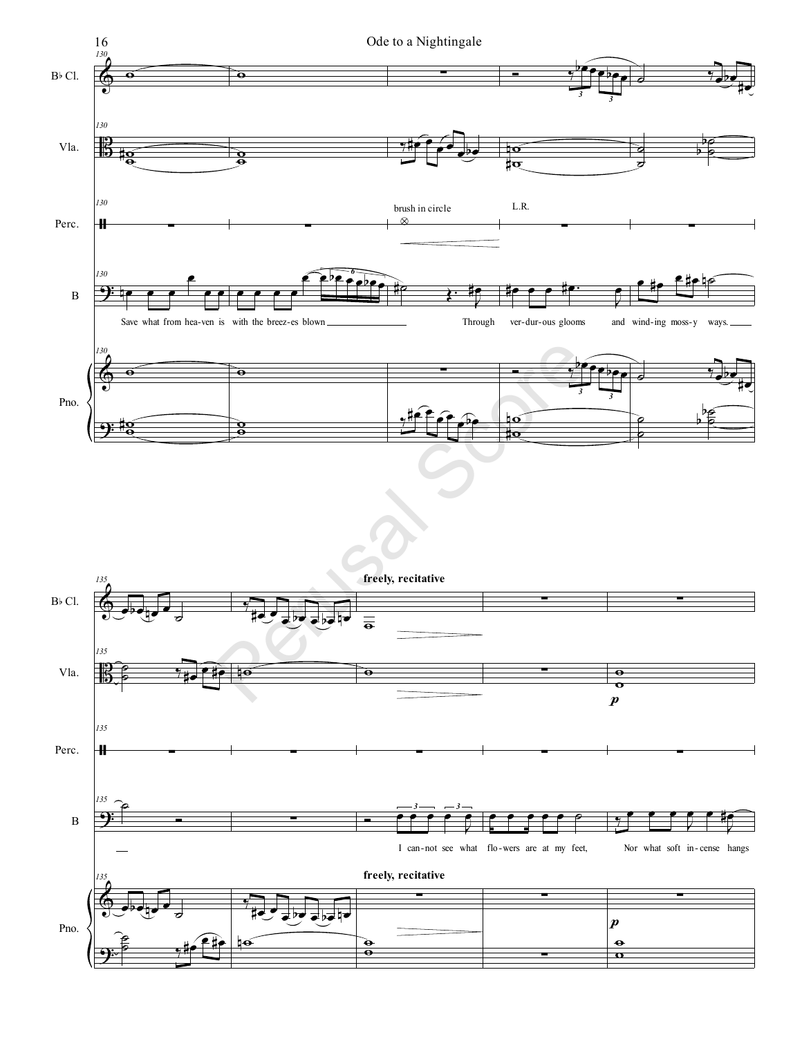Save what from hea-ven is with the breez-es blown ___ Through ver-dur-ous glooms and wind-ing moss-y ways. ___

**freely, recitative**

I can-not see what flo-wers are at my feet, Nor what soft in-cense hangs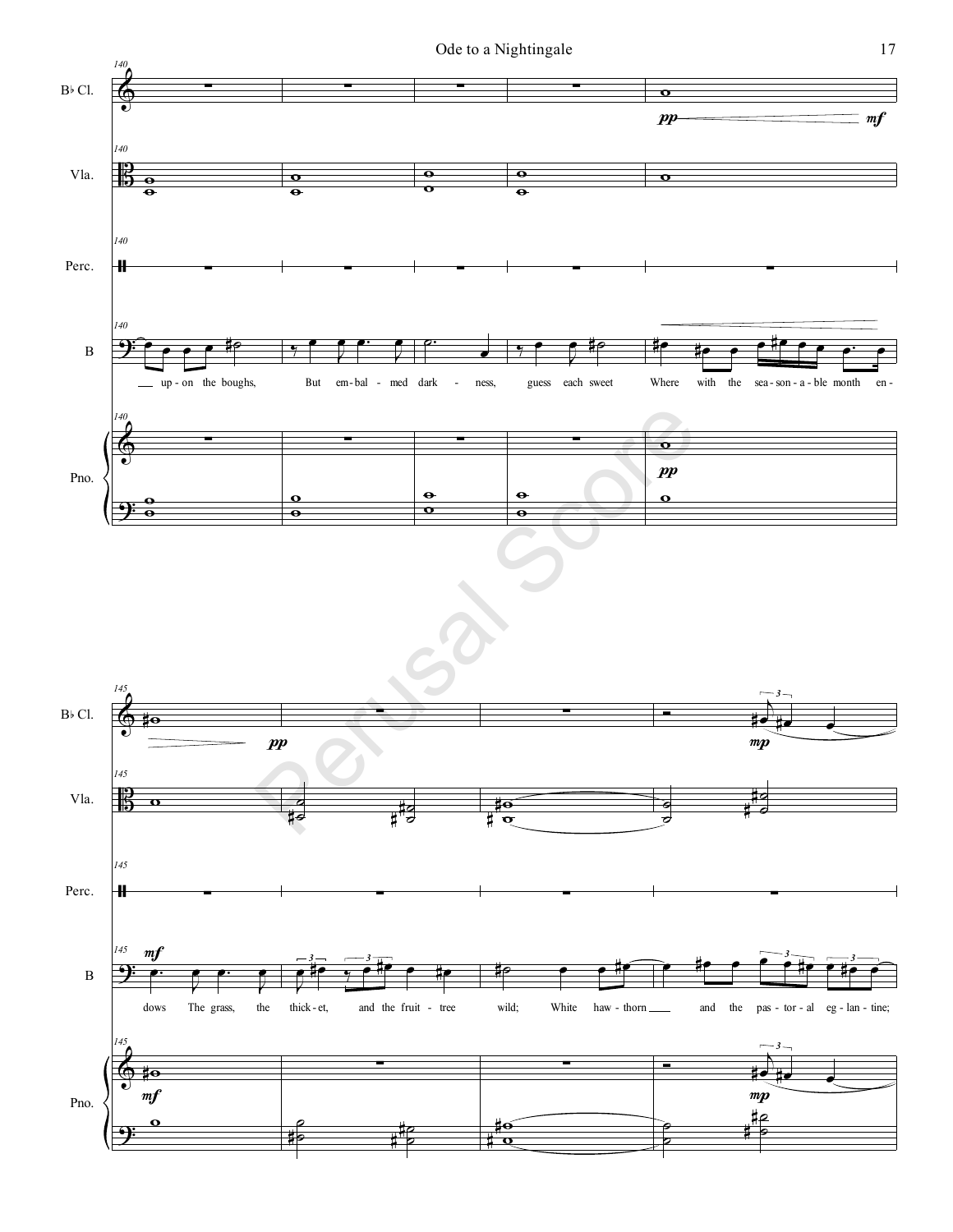B♭ Cl.

Vla.

Perc.

B

up - on the boughs, But em - bal - med dark - ness, guess each sweet Where with the sea - son - a - ble month en -

Pno.

B♭ Cl.

Vla.

Perc.

B

dows The grass, the thick - et, and the fruit - tree wild; White haw - thorn and the pas - tor - al eg - lan - tine;

Pno.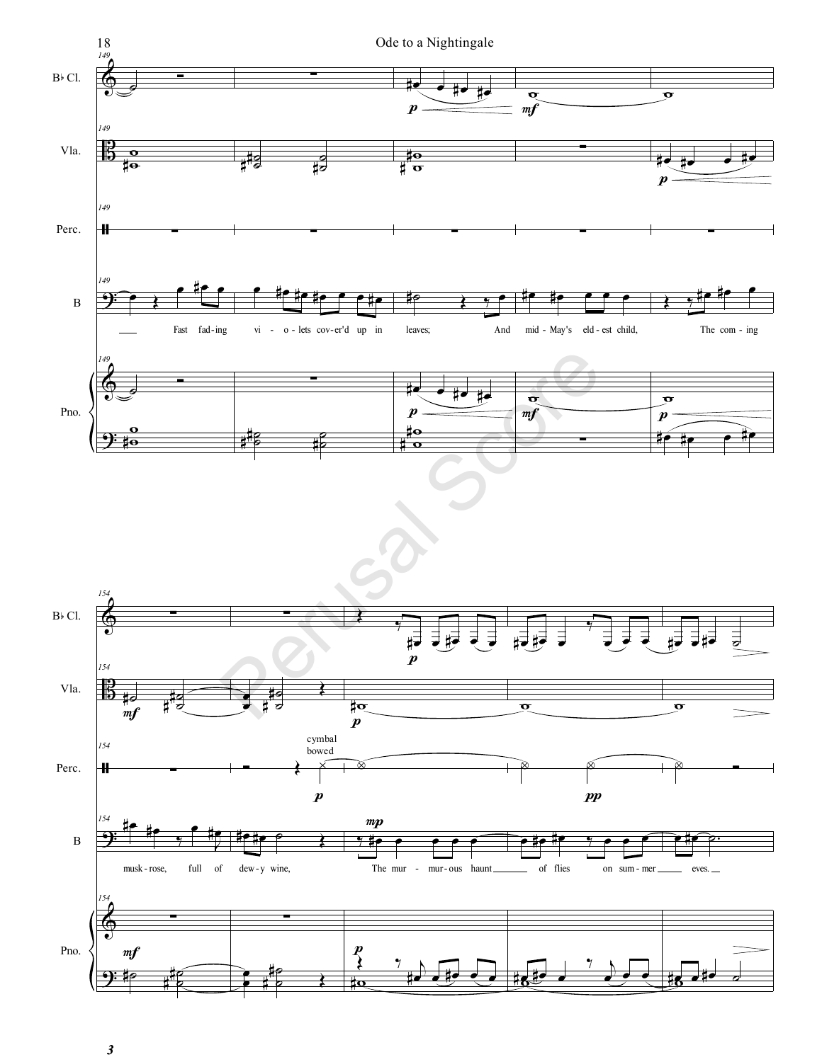B♭ Cl.

Vla.

Perc.

B

Pno.

149

Fast fad-ing vi-o-lets cov-er'd up in leaves; And mid-May's eld-est child, The com-ing

*p* *mf* *p*

154

musk-rose, full of dew-y wine, The mur-mur-ous haunt of flies on sum-mer eves.

*mf* *p* *mp* *pp*

cymbal bowed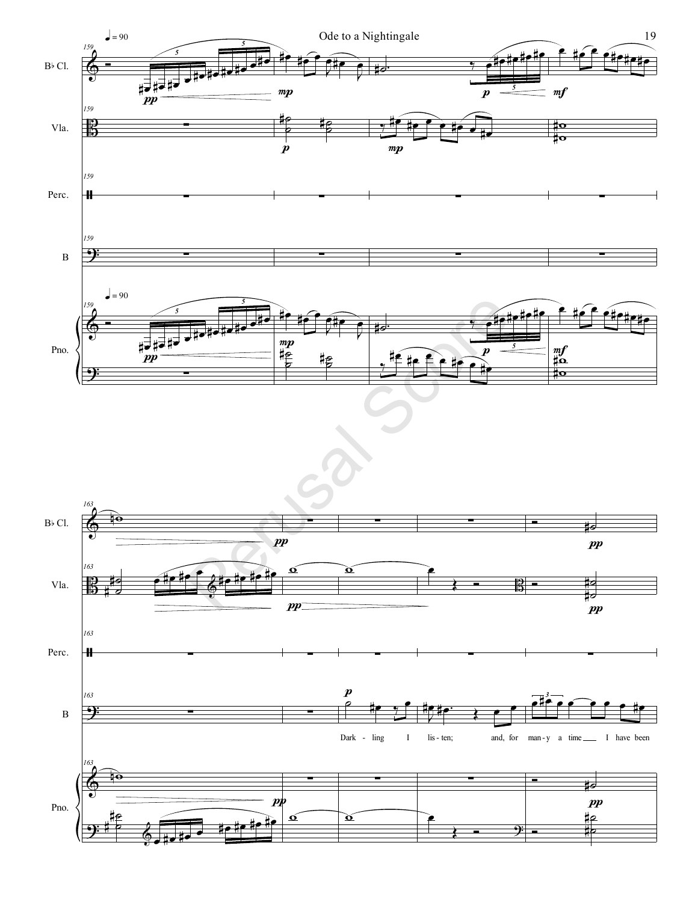♩ = 90

Bb Cl.

Vla.

Perc.

B

Pno.

Dark - ling I lis - ten; and, for man - y a time I have been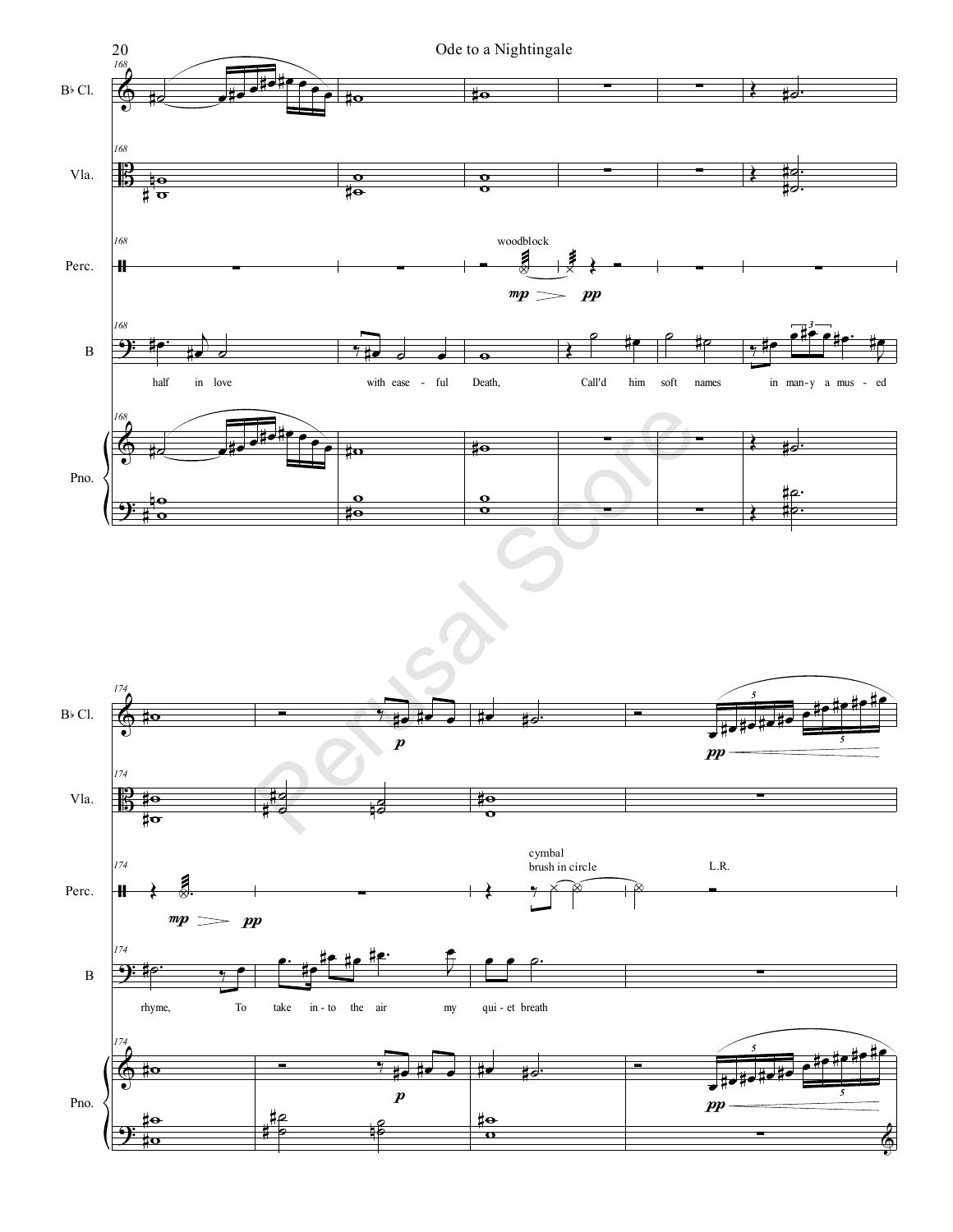Bb Cl.

Vla.

Perc.

B

Pno.

woodblock

*mp* *pp*

half in love with ease - ful Death, Call'd him soft names in man-y a mus - ed

*p*

*pp*

cymbal
brush in circle

L.R.

*mp* *pp*

rhyme, To take in-to the air my qui-et breath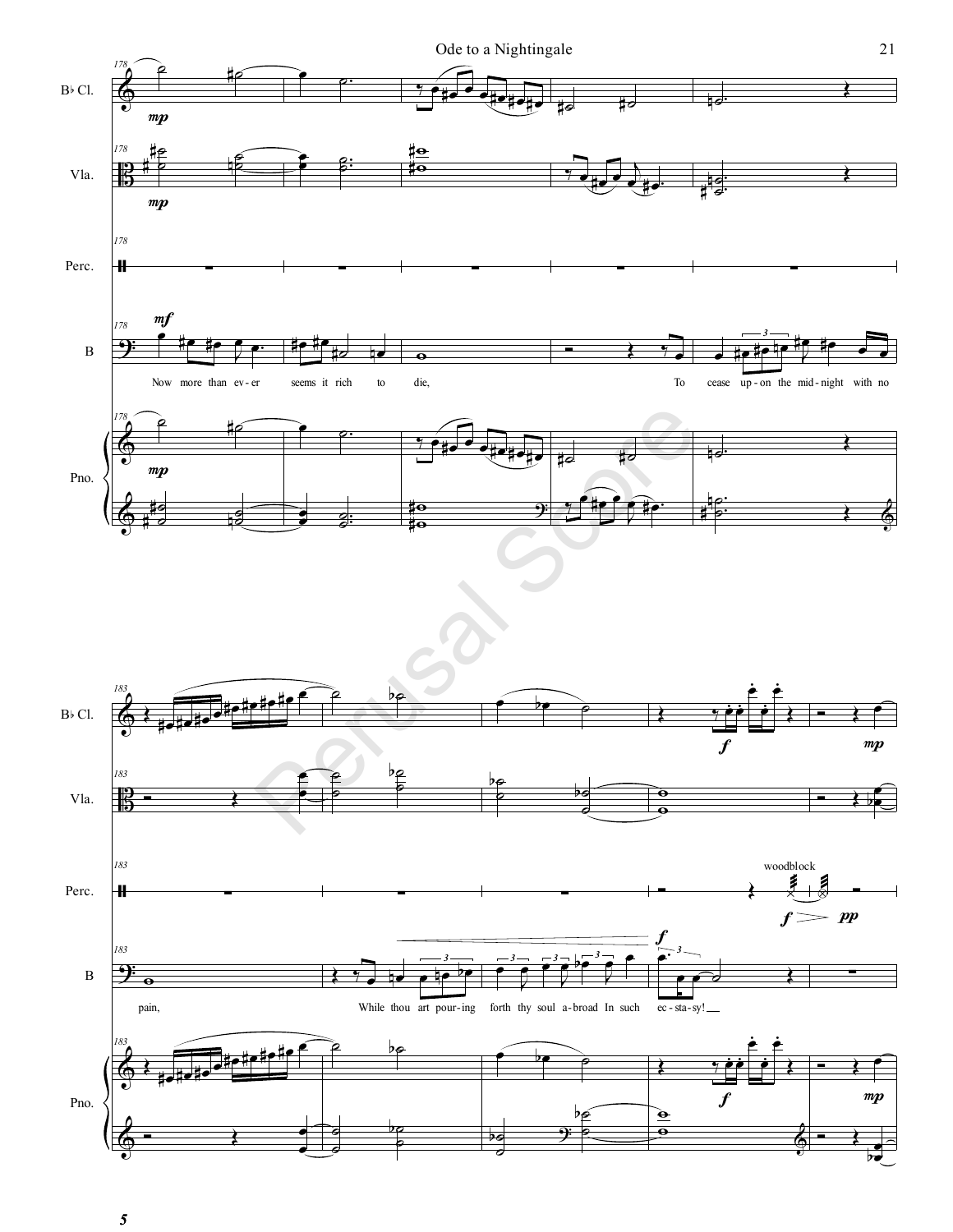B♭ Cl.

Vla.

Perc.

B

Pno.

Now more than ev - er seems it rich to die, To cease up - on the mid - night with no

B♭ Cl.

Vla.

Perc.

woodblock

B

Pno.

pain, While thou art pour - ing forth thy soul a - broad In such ec - sta - sy!

Perusal Score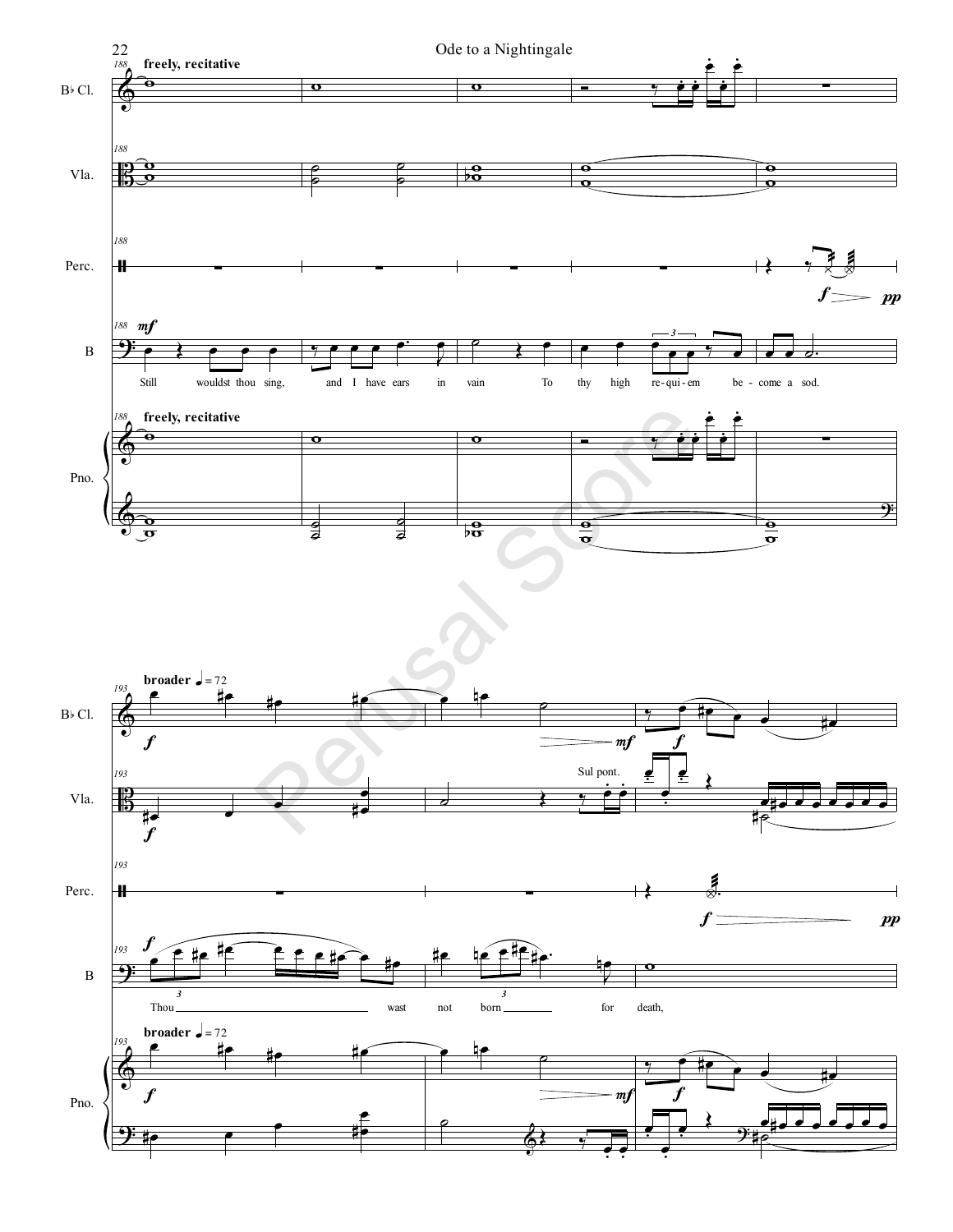freely, recitative

Still wouldst thou sing, and I have ears in vain To thy high re-qui-em be-come a sod.

broader ♩ = 72

Sul pont.

Thou wast not born for death,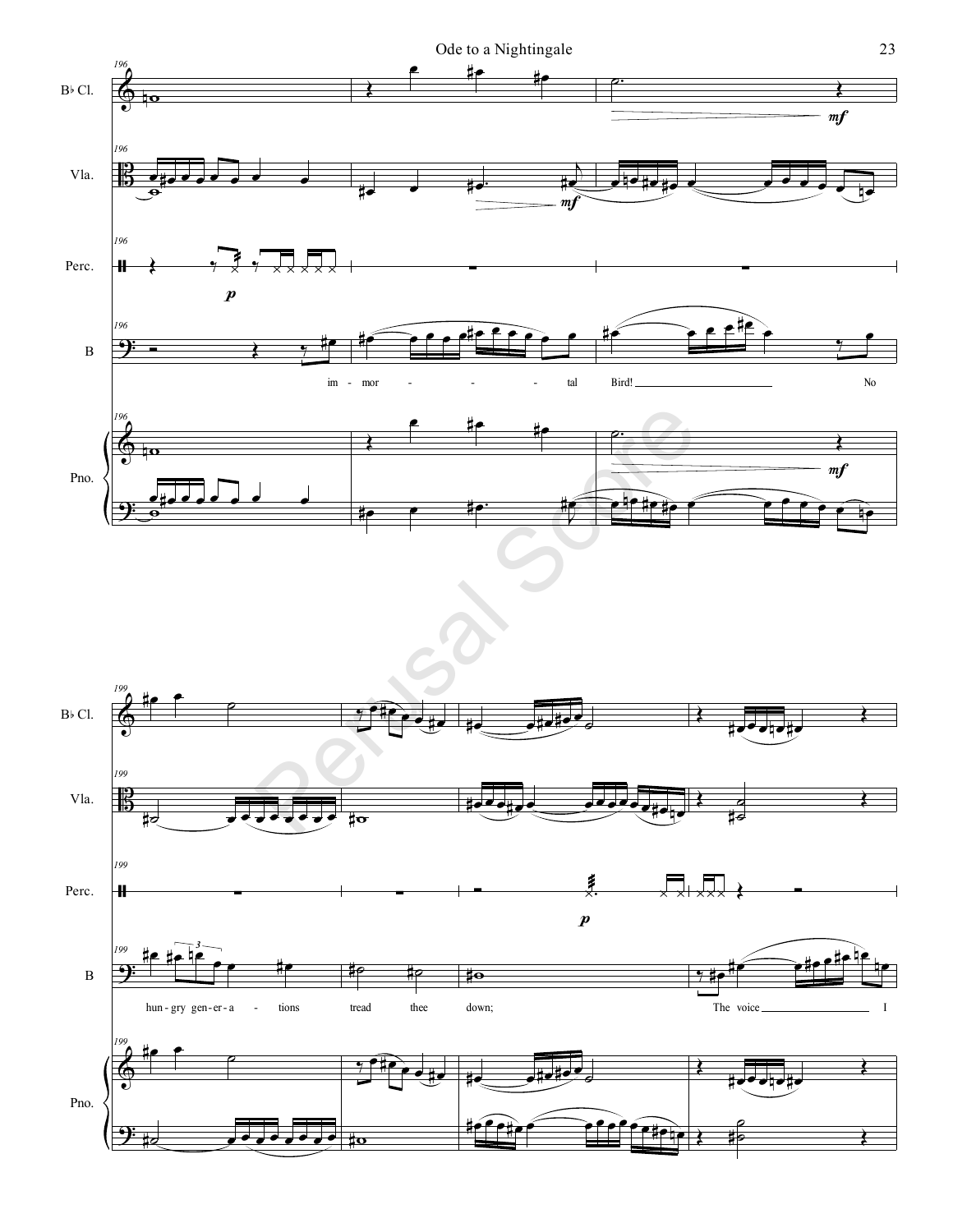B♭ Cl.

Vla.

Perc.

B

Pno.

*mf* *p*

im - mor - - - - tal Bird! No

hun - gry gen - er - a - tions tread thee down; The voice I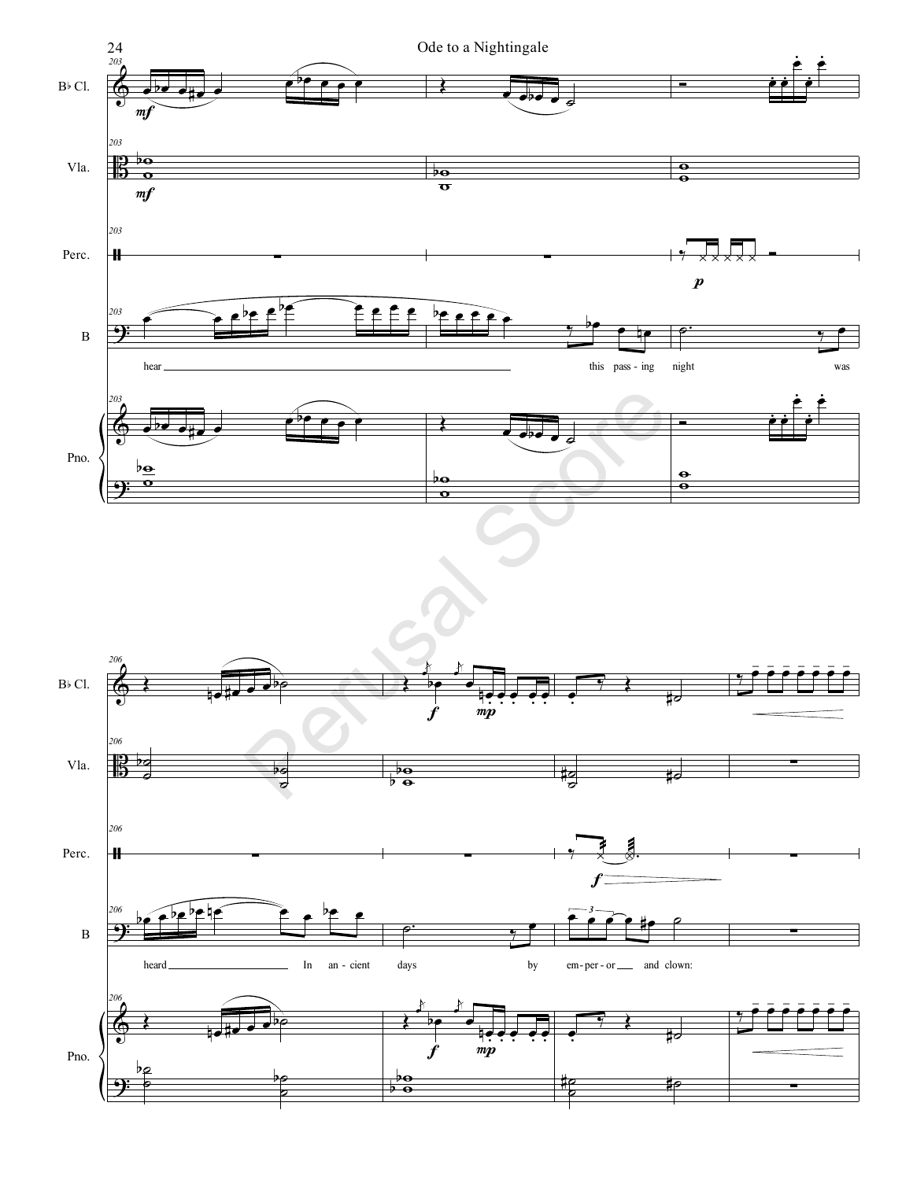hear this pass-ing night was

heard In an-cient days by em-per-or and clown: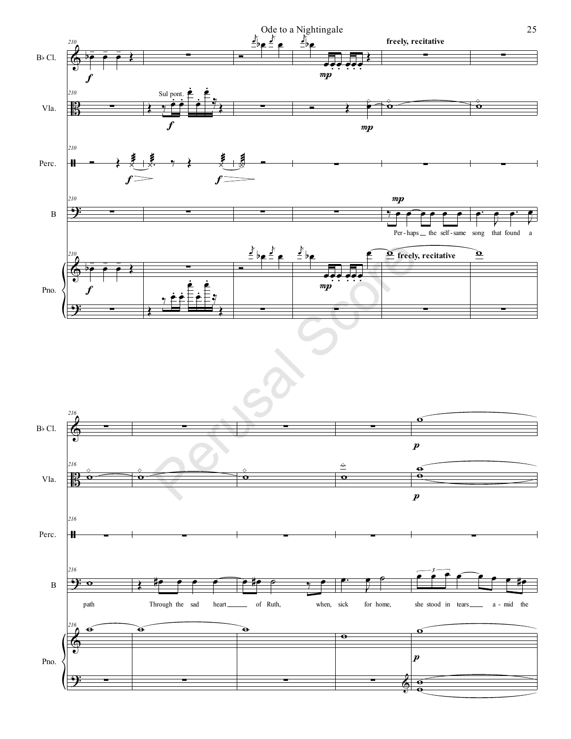Perusal Score

Per-haps the self-same song that found a path Through the sad heart of Ruth, when, sick for home, she stood in tears a-mid the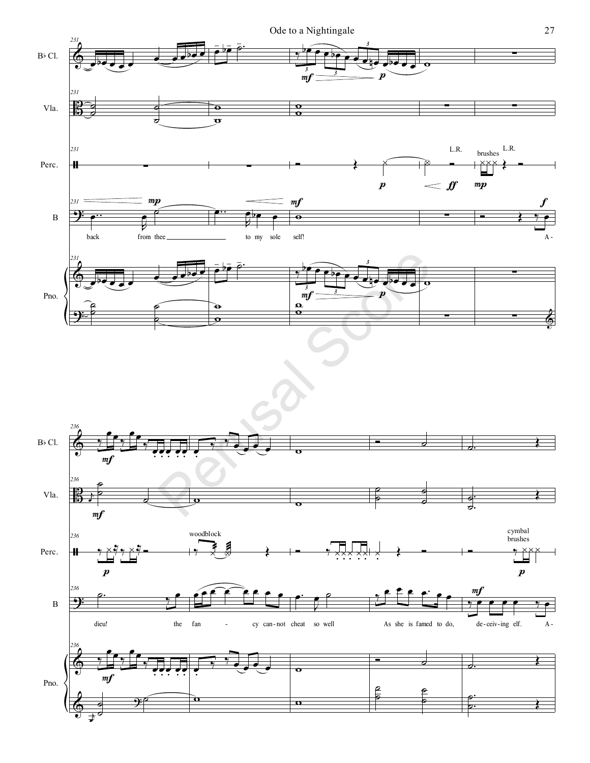B♭ Cl.

Vla.

Perc.

B

back from thee to my sole self! A-

Pno.

L.R.

brushes L.R.

B♭ Cl.

Vla.

Perc.

woodblock

cymbal brushes

B

dieu! the fan - cy can-not cheat so well As she is famed to do, de-ceiv-ing elf. A-

Pno.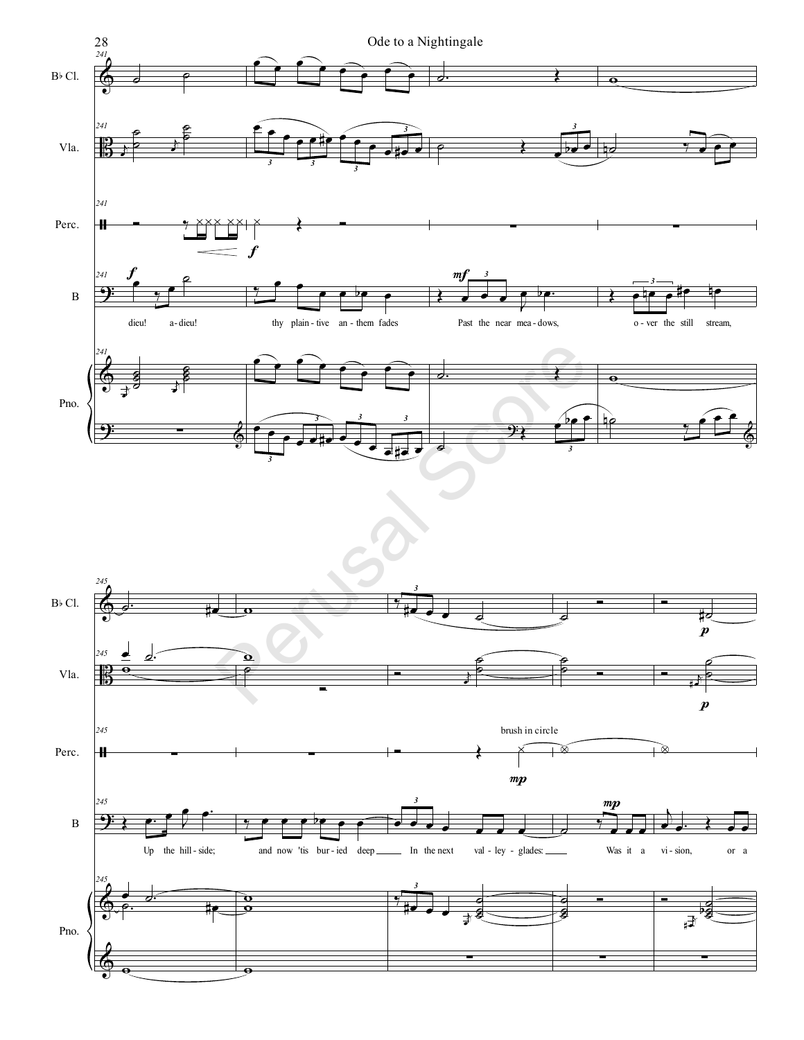Ode to a Nightingale

241

B♭ Cl.

Vla.

Perc.

B

*f* dieu! a-dieu! thy plain-tive an-them fades *mf* Past the near mea-dows, o-ver the still stream,

Pno.

245

B♭ Cl.

Vla.

Perc. brush in circle *mp*

B

Up the hill-side; and now 'tis bur-ied deep In the next val-ley-glades: *mp* Was it a vi-sion, or a

Pno.

Perusal Score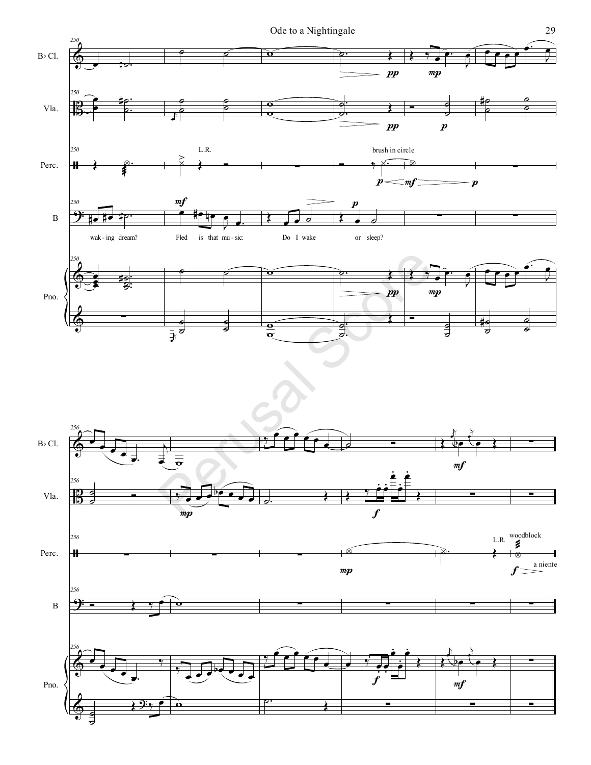wak - ing dream? Fled is that mu - sic: Do I wake or sleep?